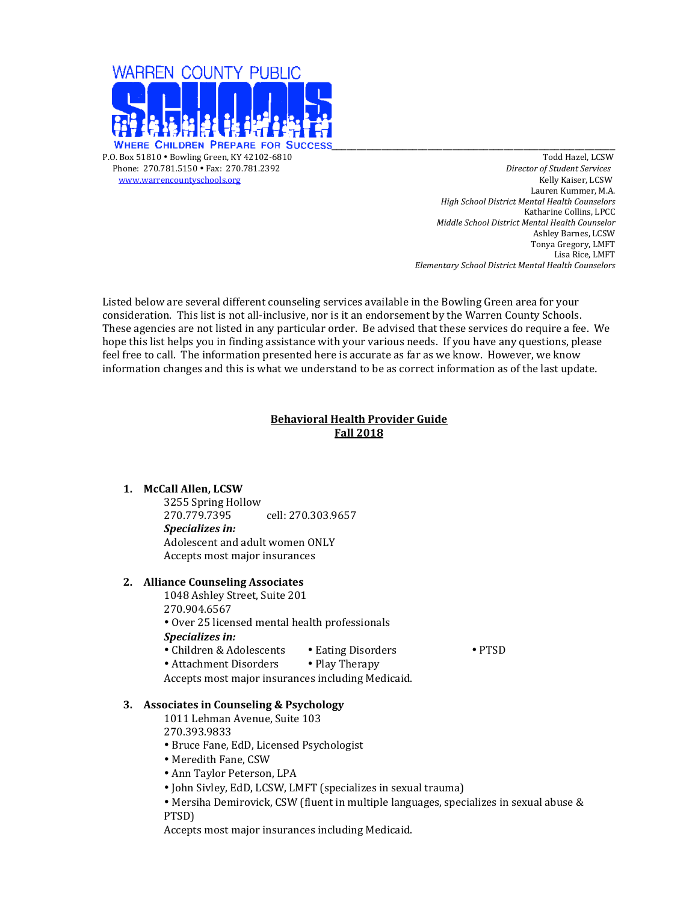WARREN COUNTY PUBLIC SCHOOLS

WHERE CHILDREN PREPARE FOR SUCCESS

P.O. Box 51810 • Bowling Green, KY 42102-6810
Phone: 270.781.5150 • Fax: 270.781.2392
www.warrencountyschools.org

Todd Hazel, LCSW
*Director of Student Services*
Kelly Kaiser, LCSW
Lauren Kummer, M.A.
*High School District Mental Health Counselors*
Katharine Collins, LPCC
*Middle School District Mental Health Counselor*
Ashley Barnes, LCSW
Tonya Gregory, LMFT
Lisa Rice, LMFT
*Elementary School District Mental Health Counselors*

Listed below are several different counseling services available in the Bowling Green area for your consideration. This list is not all-inclusive, nor is it an endorsement by the Warren County Schools. These agencies are not listed in any particular order. Be advised that these services do require a fee. We hope this list helps you in finding assistance with your various needs. If you have any questions, please feel free to call. The information presented here is accurate as far as we know. However, we know information changes and this is what we understand to be as correct information as of the last update.

# Behavioral Health Provider Guide
# Fall 2018

1. **McCall Allen, LCSW**
   3255 Spring Hollow
   270.779.7395 cell: 270.303.9657
   ***Specializes in:***
   Adolescent and adult women ONLY
   Accepts most major insurances

2. **Alliance Counseling Associates**
   1048 Ashley Street, Suite 201
   270.904.6567
   • Over 25 licensed mental health professionals
   ***Specializes in:***
   • Children & Adolescents • Eating Disorders • PTSD
   • Attachment Disorders • Play Therapy
   Accepts most major insurances including Medicaid.

3. **Associates in Counseling & Psychology**
   1011 Lehman Avenue, Suite 103
   270.393.9833
   • Bruce Fane, EdD, Licensed Psychologist
   • Meredith Fane, CSW
   • Ann Taylor Peterson, LPA
   • John Sivley, EdD, LCSW, LMFT (specializes in sexual trauma)
   • Mersiha Demirovick, CSW (fluent in multiple languages, specializes in sexual abuse & PTSD)
   Accepts most major insurances including Medicaid.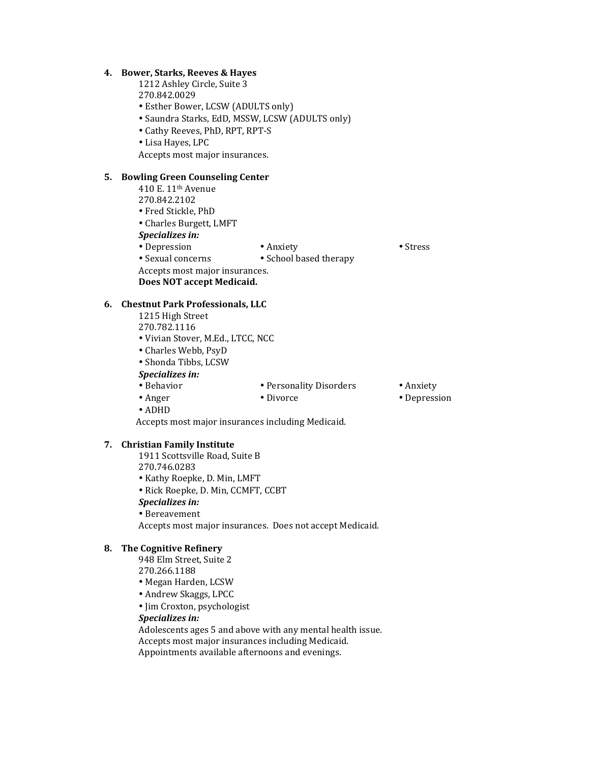4. **Bower, Starks, Reeves & Hayes**
   1212 Ashley Circle, Suite 3
   270.842.0029
   - Esther Bower, LCSW (ADULTS only)
   - Saundra Starks, EdD, MSSW, LCSW (ADULTS only)
   - Cathy Reeves, PhD, RPT, RPT-S
   - Lisa Hayes, LPC

   Accepts most major insurances.

5. **Bowling Green Counseling Center**
   410 E. 11th Avenue
   270.842.2102
   - Fred Stickle, PhD
   - Charles Burgett, LMFT

   ***Specializes in:***
   - Depression
   - Anxiety
   - Stress
   - Sexual concerns
   - School based therapy

   Accepts most major insurances.
   **Does NOT accept Medicaid.**

6. **Chestnut Park Professionals, LLC**
   1215 High Street
   270.782.1116
   - Vivian Stover, M.Ed., LTCC, NCC
   - Charles Webb, PsyD
   - Shonda Tibbs, LCSW

   ***Specializes in:***
   - Behavior
   - Personality Disorders
   - Anxiety
   - Anger
   - Divorce
   - Depression
   - ADHD

   Accepts most major insurances including Medicaid.

7. **Christian Family Institute**
   1911 Scottsville Road, Suite B
   270.746.0283
   - Kathy Roepke, D. Min, LMFT
   - Rick Roepke, D. Min, CCMFT, CCBT

   ***Specializes in:***
   - Bereavement

   Accepts most major insurances. Does not accept Medicaid.

8. **The Cognitive Refinery**
   948 Elm Street, Suite 2
   270.266.1188
   - Megan Harden, LCSW
   - Andrew Skaggs, LPCC
   - Jim Croxton, psychologist

   ***Specializes in:***
   Adolescents ages 5 and above with any mental health issue.
   Accepts most major insurances including Medicaid.
   Appointments available afternoons and evenings.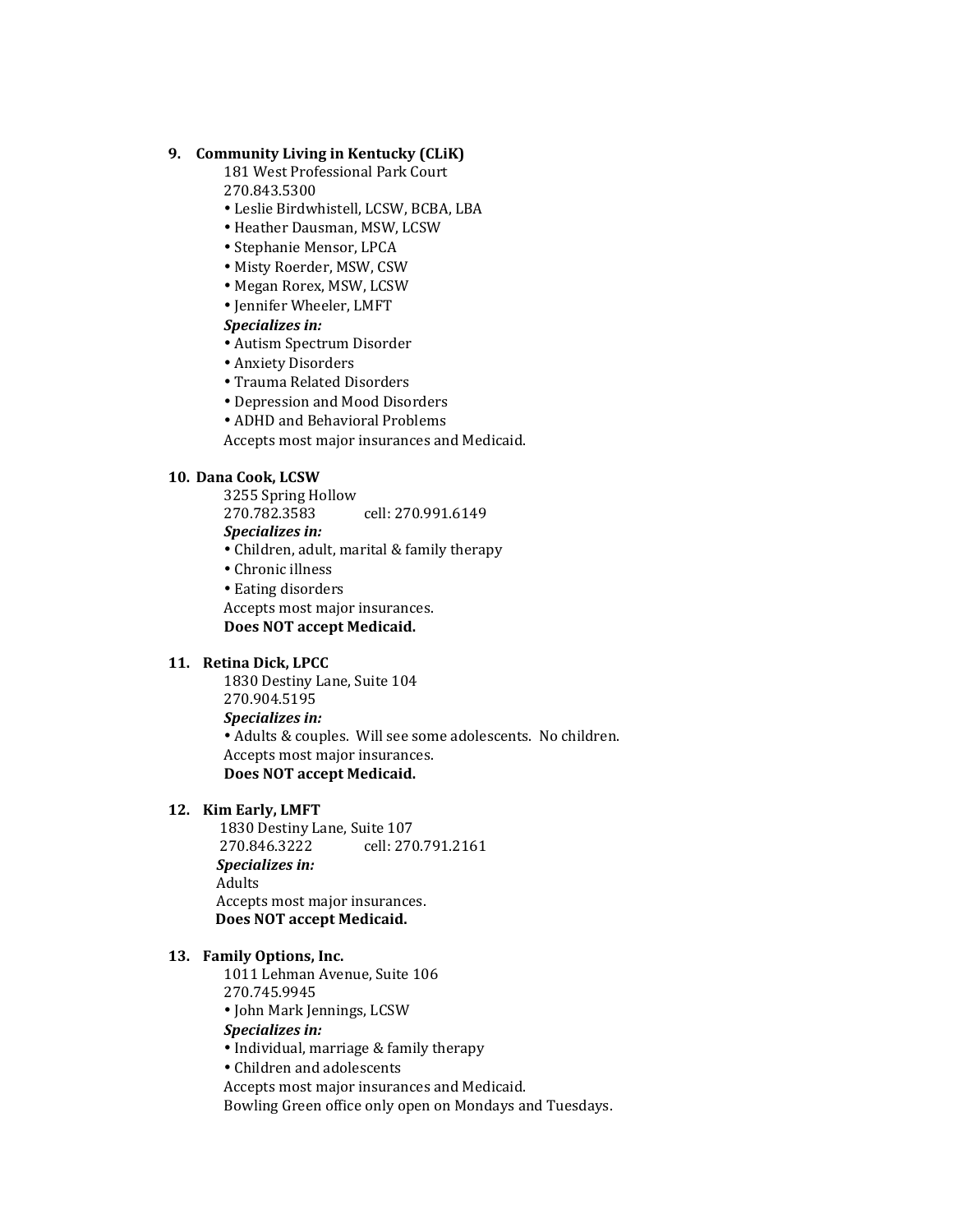**9. Community Living in Kentucky (CLiK)**

181 West Professional Park Court
270.843.5300

- Leslie Birdwhistell, LCSW, BCBA, LBA
- Heather Dausman, MSW, LCSW
- Stephanie Mensor, LPCA
- Misty Roerder, MSW, CSW
- Megan Rorex, MSW, LCSW
- Jennifer Wheeler, LMFT

***Specializes in:***

- Autism Spectrum Disorder
- Anxiety Disorders
- Trauma Related Disorders
- Depression and Mood Disorders
- ADHD and Behavioral Problems

Accepts most major insurances and Medicaid.

**10. Dana Cook, LCSW**

3255 Spring Hollow
270.782.3583 cell: 270.991.6149

***Specializes in:***

- Children, adult, marital & family therapy
- Chronic illness
- Eating disorders

Accepts most major insurances.
**Does NOT accept Medicaid.**

**11. Retina Dick, LPCC**

1830 Destiny Lane, Suite 104
270.904.5195

***Specializes in:***

- Adults & couples. Will see some adolescents. No children.

Accepts most major insurances.
**Does NOT accept Medicaid.**

**12. Kim Early, LMFT**

1830 Destiny Lane, Suite 107
270.846.3222 cell: 270.791.2161

***Specializes in:***

Adults

Accepts most major insurances.
**Does NOT accept Medicaid.**

**13. Family Options, Inc.**

1011 Lehman Avenue, Suite 106
270.745.9945

- John Mark Jennings, LCSW

***Specializes in:***

- Individual, marriage & family therapy
- Children and adolescents

Accepts most major insurances and Medicaid.
Bowling Green office only open on Mondays and Tuesdays.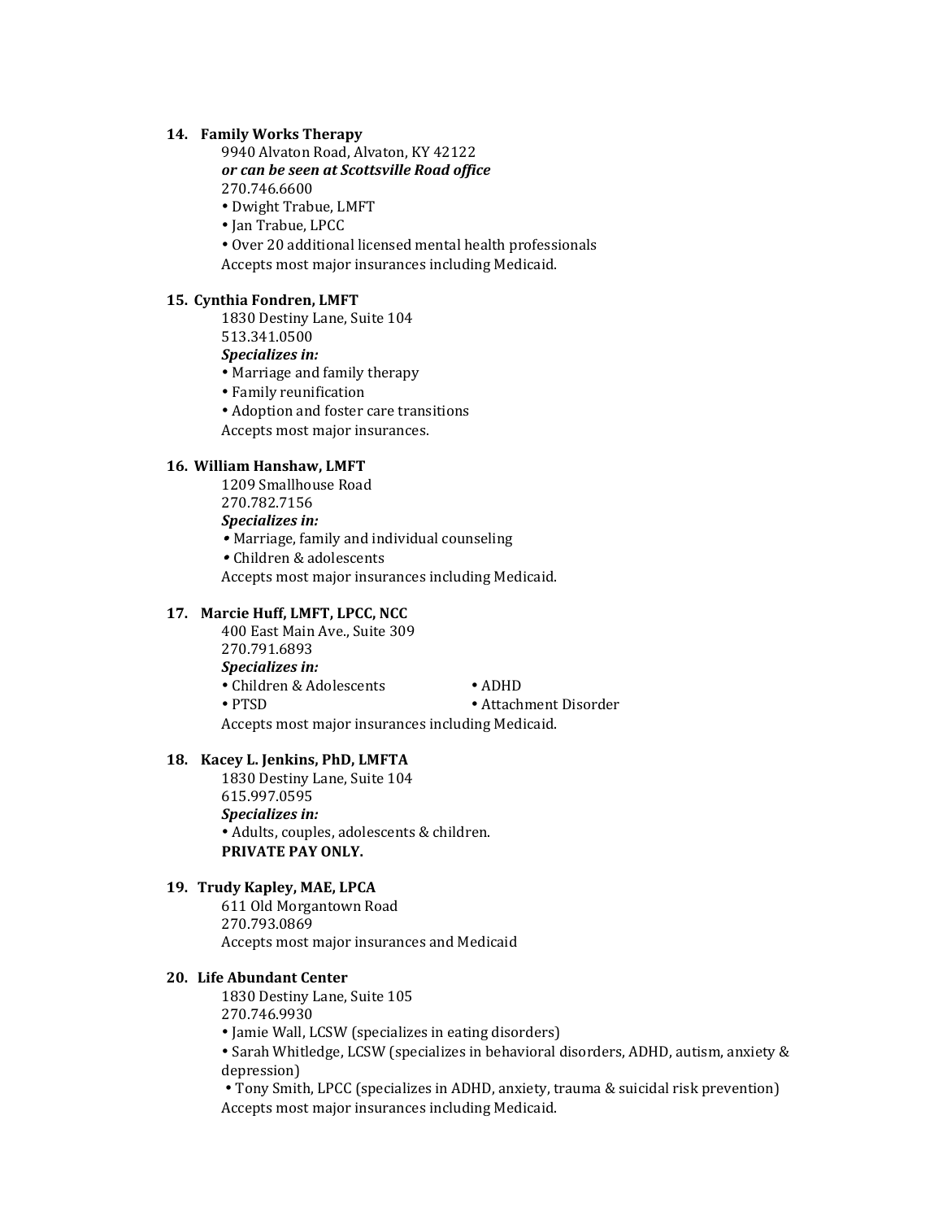**14. Family Works Therapy**

9940 Alvaton Road, Alvaton, KY 42122
***or can be seen at Scottsville Road office***
270.746.6600

- Dwight Trabue, LMFT
- Jan Trabue, LPCC
- Over 20 additional licensed mental health professionals

Accepts most major insurances including Medicaid.

**15. Cynthia Fondren, LMFT**

1830 Destiny Lane, Suite 104
513.341.0500
***Specializes in:***

- Marriage and family therapy
- Family reunification
- Adoption and foster care transitions

Accepts most major insurances.

**16. William Hanshaw, LMFT**

1209 Smallhouse Road
270.782.7156
***Specializes in:***

- Marriage, family and individual counseling
- Children & adolescents

Accepts most major insurances including Medicaid.

**17. Marcie Huff, LMFT, LPCC, NCC**

400 East Main Ave., Suite 309
270.791.6893
***Specializes in:***

- Children & Adolescents
- ADHD
- PTSD
- Attachment Disorder

Accepts most major insurances including Medicaid.

**18. Kacey L. Jenkins, PhD, LMFTA**

1830 Destiny Lane, Suite 104
615.997.0595
***Specializes in:***

- Adults, couples, adolescents & children.

**PRIVATE PAY ONLY.**

**19. Trudy Kapley, MAE, LPCA**

611 Old Morgantown Road
270.793.0869
Accepts most major insurances and Medicaid

**20. Life Abundant Center**

1830 Destiny Lane, Suite 105
270.746.9930

- Jamie Wall, LCSW (specializes in eating disorders)
- Sarah Whitledge, LCSW (specializes in behavioral disorders, ADHD, autism, anxiety & depression)
- Tony Smith, LPCC (specializes in ADHD, anxiety, trauma & suicidal risk prevention)

Accepts most major insurances including Medicaid.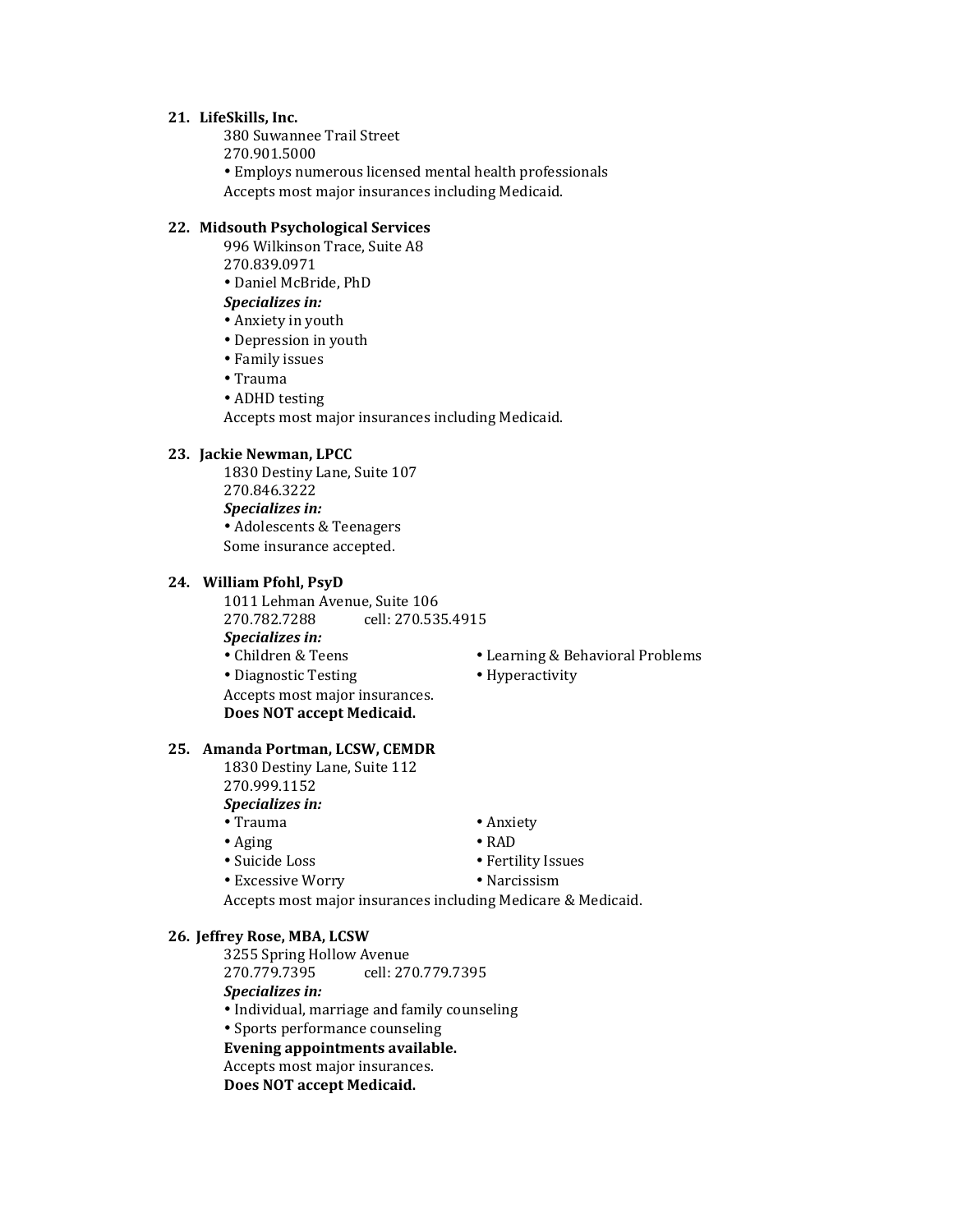**21. LifeSkills, Inc.**

380 Suwannee Trail Street
270.901.5000

- Employs numerous licensed mental health professionals

Accepts most major insurances including Medicaid.

**22. Midsouth Psychological Services**

996 Wilkinson Trace, Suite A8
270.839.0971

- Daniel McBride, PhD

***Specializes in:***

- Anxiety in youth
- Depression in youth
- Family issues
- Trauma
- ADHD testing

Accepts most major insurances including Medicaid.

**23. Jackie Newman, LPCC**

1830 Destiny Lane, Suite 107
270.846.3222

***Specializes in:***

- Adolescents & Teenagers

Some insurance accepted.

**24. William Pfohl, PsyD**

1011 Lehman Avenue, Suite 106
270.782.7288 cell: 270.535.4915

***Specializes in:***

- Children & Teens
- Learning & Behavioral Problems
- Diagnostic Testing
- Hyperactivity

Accepts most major insurances.
**Does NOT accept Medicaid.**

**25. Amanda Portman, LCSW, CEMDR**

1830 Destiny Lane, Suite 112
270.999.1152

***Specializes in:***

- Trauma
- Anxiety
- Aging
- RAD
- Suicide Loss
- Fertility Issues
- Excessive Worry
- Narcissism

Accepts most major insurances including Medicare & Medicaid.

**26. Jeffrey Rose, MBA, LCSW**

3255 Spring Hollow Avenue
270.779.7395 cell: 270.779.7395

***Specializes in:***

- Individual, marriage and family counseling
- Sports performance counseling

**Evening appointments available.**
Accepts most major insurances.
**Does NOT accept Medicaid.**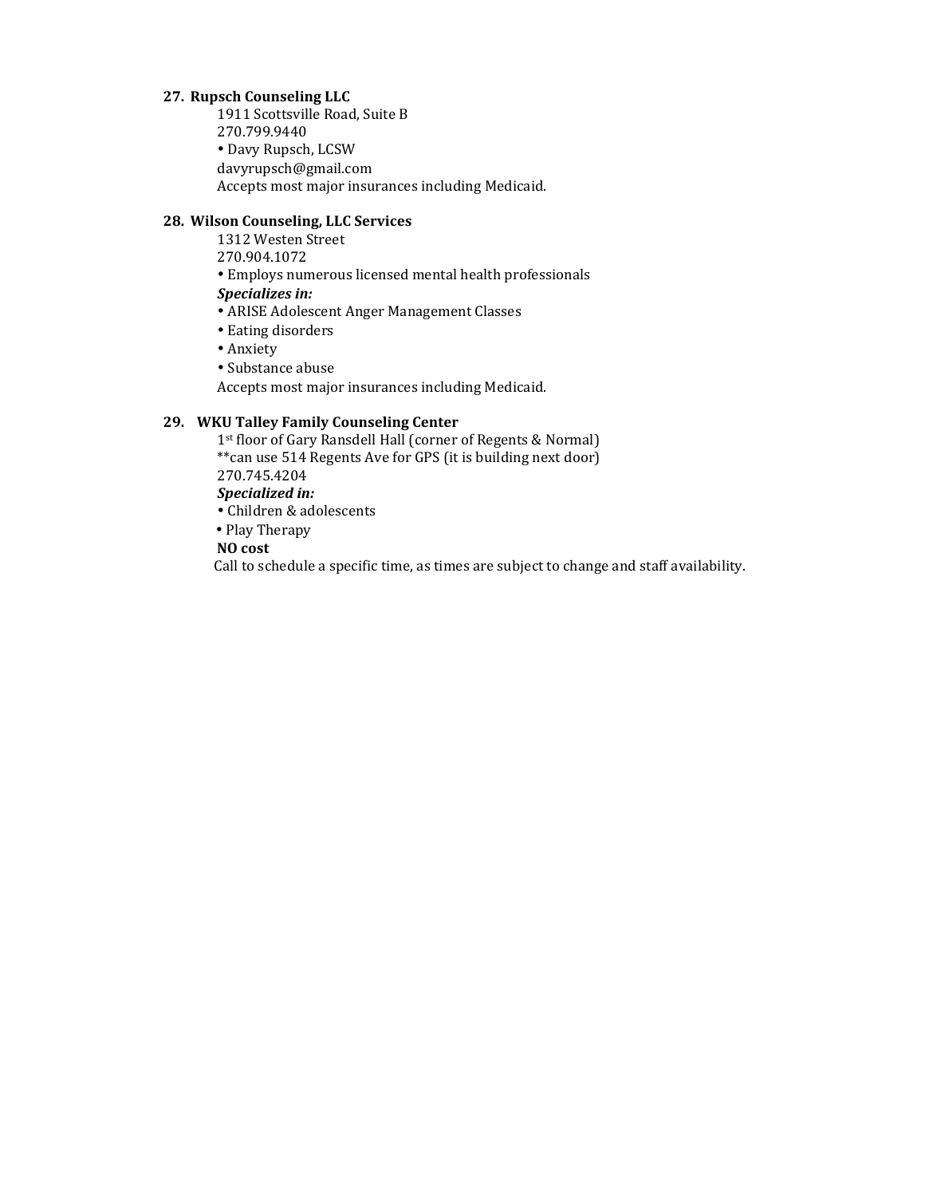**27. Rupsch Counseling LLC**

1911 Scottsville Road, Suite B
270.799.9440
• Davy Rupsch, LCSW
davyrupsch@gmail.com
Accepts most major insurances including Medicaid.

**28. Wilson Counseling, LLC Services**

1312 Westen Street
270.904.1072
• Employs numerous licensed mental health professionals

***Specializes in:***

• ARISE Adolescent Anger Management Classes
• Eating disorders
• Anxiety
• Substance abuse

Accepts most major insurances including Medicaid.

**29. WKU Talley Family Counseling Center**

1st floor of Gary Ransdell Hall (corner of Regents & Normal)
**can use 514 Regents Ave for GPS (it is building next door)
270.745.4204

***Specialized in:***

• Children & adolescents
• Play Therapy

**NO cost**

Call to schedule a specific time, as times are subject to change and staff availability.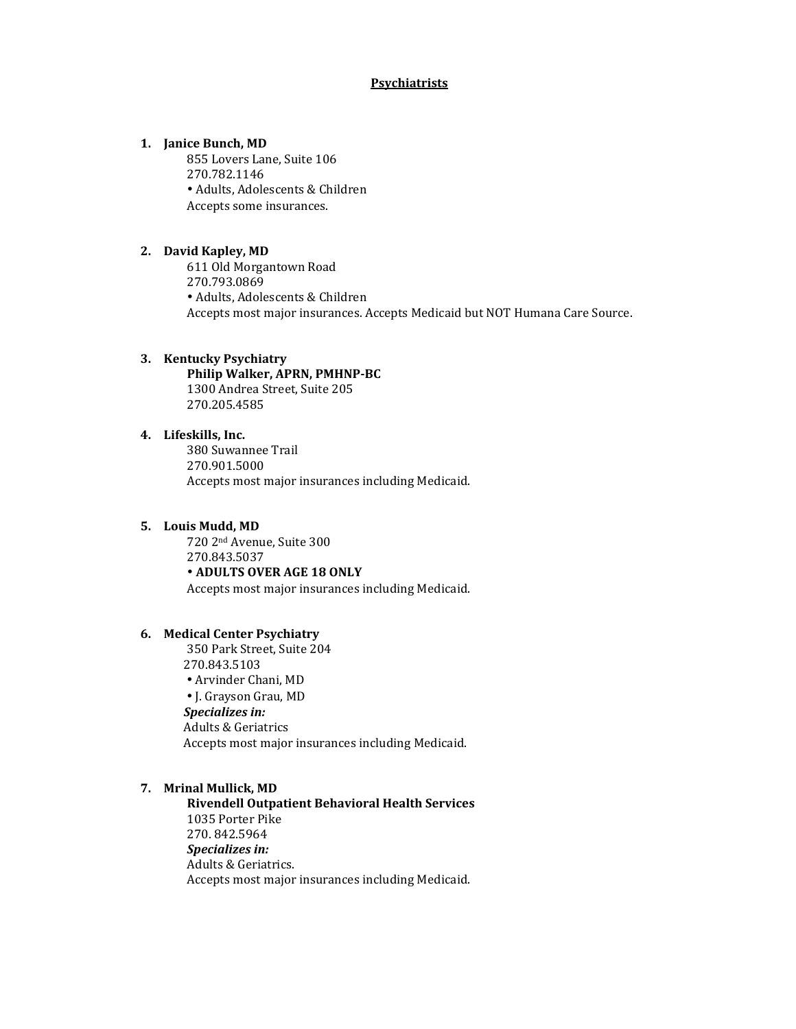## Psychiatrists

1. **Janice Bunch, MD**
   855 Lovers Lane, Suite 106
   270.782.1146
   • Adults, Adolescents & Children
   Accepts some insurances.

2. **David Kapley, MD**
   611 Old Morgantown Road
   270.793.0869
   • Adults, Adolescents & Children
   Accepts most major insurances. Accepts Medicaid but NOT Humana Care Source.

3. **Kentucky Psychiatry**
   **Philip Walker, APRN, PMHNP-BC**
   1300 Andrea Street, Suite 205
   270.205.4585

4. **Lifeskills, Inc.**
   380 Suwannee Trail
   270.901.5000
   Accepts most major insurances including Medicaid.

5. **Louis Mudd, MD**
   720 2nd Avenue, Suite 300
   270.843.5037
   **• ADULTS OVER AGE 18 ONLY**
   Accepts most major insurances including Medicaid.

6. **Medical Center Psychiatry**
   350 Park Street, Suite 204
   270.843.5103
   • Arvinder Chani, MD
   • J. Grayson Grau, MD
   ***Specializes in:***
   Adults & Geriatrics
   Accepts most major insurances including Medicaid.

7. **Mrinal Mullick, MD**
   **Rivendell Outpatient Behavioral Health Services**
   1035 Porter Pike
   270. 842.5964
   ***Specializes in:***
   Adults & Geriatrics.
   Accepts most major insurances including Medicaid.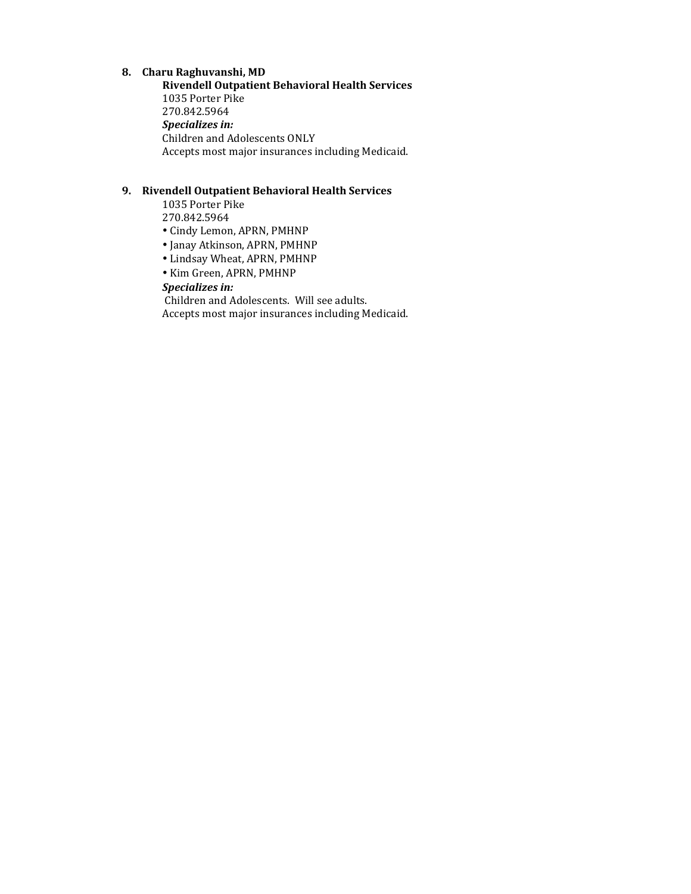8. **Charu Raghuvanshi, MD**

   **Rivendell Outpatient Behavioral Health Services**
   1035 Porter Pike
   270.842.5964
   ***Specializes in:***
   Children and Adolescents ONLY
   Accepts most major insurances including Medicaid.

9. **Rivendell Outpatient Behavioral Health Services**

   1035 Porter Pike
   270.842.5964
   - Cindy Lemon, APRN, PMHNP
   - Janay Atkinson, APRN, PMHNP
   - Lindsay Wheat, APRN, PMHNP
   - Kim Green, APRN, PMHNP

   ***Specializes in:***
   Children and Adolescents. Will see adults.
   Accepts most major insurances including Medicaid.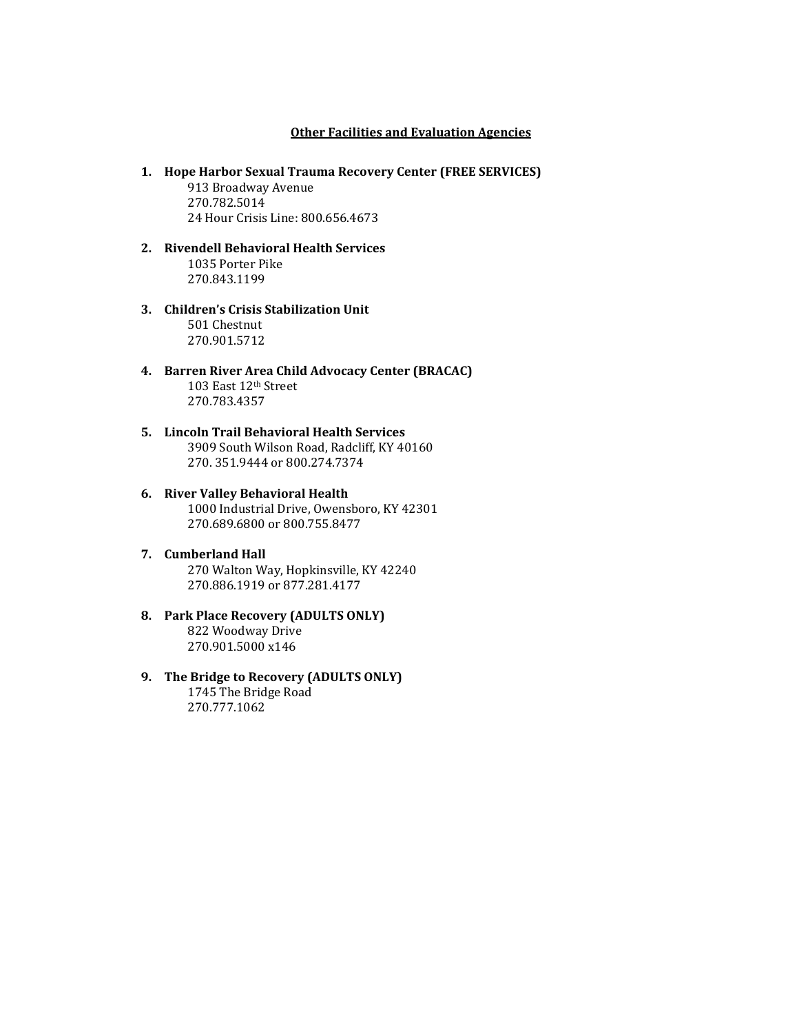## Other Facilities and Evaluation Agencies

1. **Hope Harbor Sexual Trauma Recovery Center (FREE SERVICES)**
   913 Broadway Avenue
   270.782.5014
   24 Hour Crisis Line: 800.656.4673

2. **Rivendell Behavioral Health Services**
   1035 Porter Pike
   270.843.1199

3. **Children's Crisis Stabilization Unit**
   501 Chestnut
   270.901.5712

4. **Barren River Area Child Advocacy Center (BRACAC)**
   103 East 12th Street
   270.783.4357

5. **Lincoln Trail Behavioral Health Services**
   3909 South Wilson Road, Radcliff, KY 40160
   270. 351.9444 or 800.274.7374

6. **River Valley Behavioral Health**
   1000 Industrial Drive, Owensboro, KY 42301
   270.689.6800 or 800.755.8477

7. **Cumberland Hall**
   270 Walton Way, Hopkinsville, KY 42240
   270.886.1919 or 877.281.4177

8. **Park Place Recovery (ADULTS ONLY)**
   822 Woodway Drive
   270.901.5000 x146

9. **The Bridge to Recovery (ADULTS ONLY)**
   1745 The Bridge Road
   270.777.1062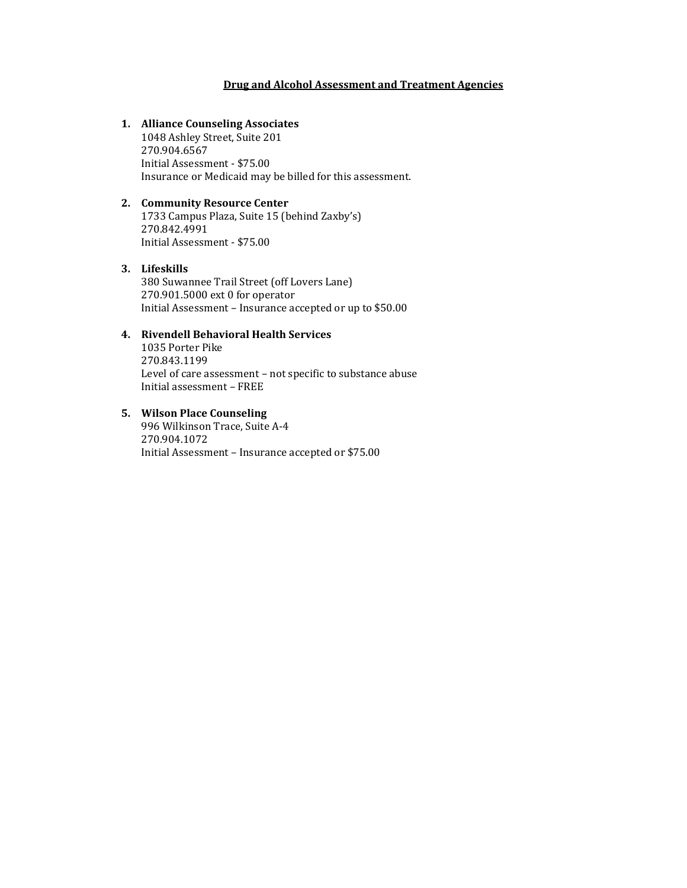**<u>Drug and Alcohol Assessment and Treatment Agencies</u>**

1. **Alliance Counseling Associates**
   1048 Ashley Street, Suite 201
   270.904.6567
   Initial Assessment - $75.00
   Insurance or Medicaid may be billed for this assessment.

2. **Community Resource Center**
   1733 Campus Plaza, Suite 15 (behind Zaxby's)
   270.842.4991
   Initial Assessment - $75.00

3. **Lifeskills**
   380 Suwannee Trail Street (off Lovers Lane)
   270.901.5000 ext 0 for operator
   Initial Assessment – Insurance accepted or up to $50.00

4. **Rivendell Behavioral Health Services**
   1035 Porter Pike
   270.843.1199
   Level of care assessment – not specific to substance abuse
   Initial assessment – FREE

5. **Wilson Place Counseling**
   996 Wilkinson Trace, Suite A-4
   270.904.1072
   Initial Assessment – Insurance accepted or $75.00